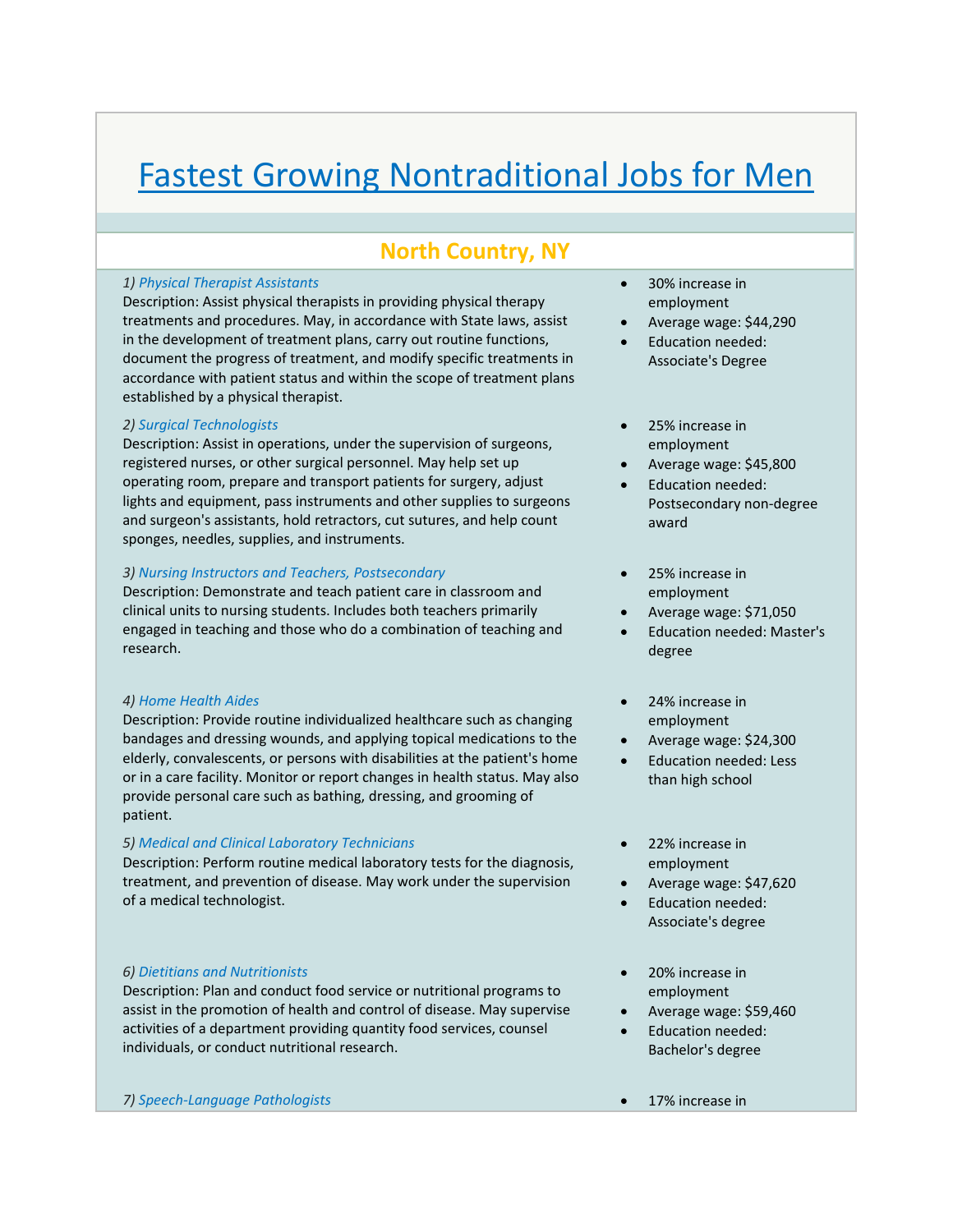# Fastest Growing Nontraditional Jobs for Men

## North Country, NY

*1) Physical Therapist Assistants*

Description: Assist physical therapists in providing physical therapy treatments and procedures. May, in accordance with State laws, assist in the development of treatment plans, carry out routine functions, document the progress of treatment, and modify specific treatments in accordance with patient status and within the scope of treatment plans established by a physical therapist.

- 30% increase in employment
- Average wage: $44,290
- Education needed: Associate's Degree

*2) Surgical Technologists*

Description: Assist in operations, under the supervision of surgeons, registered nurses, or other surgical personnel. May help set up operating room, prepare and transport patients for surgery, adjust lights and equipment, pass instruments and other supplies to surgeons and surgeon's assistants, hold retractors, cut sutures, and help count sponges, needles, supplies, and instruments.

- 25% increase in employment
- Average wage: $45,800
- Education needed: Postsecondary non-degree award

*3) Nursing Instructors and Teachers, Postsecondary*

Description: Demonstrate and teach patient care in classroom and clinical units to nursing students. Includes both teachers primarily engaged in teaching and those who do a combination of teaching and research.

- 25% increase in employment
- Average wage: $71,050
- Education needed: Master's degree

*4) Home Health Aides*

Description: Provide routine individualized healthcare such as changing bandages and dressing wounds, and applying topical medications to the elderly, convalescents, or persons with disabilities at the patient's home or in a care facility. Monitor or report changes in health status. May also provide personal care such as bathing, dressing, and grooming of patient.

- 24% increase in employment
- Average wage: $24,300
- Education needed: Less than high school

*5) Medical and Clinical Laboratory Technicians*

Description: Perform routine medical laboratory tests for the diagnosis, treatment, and prevention of disease. May work under the supervision of a medical technologist.

- 22% increase in employment
- Average wage: $47,620
- Education needed: Associate's degree

*6) Dietitians and Nutritionists*

Description: Plan and conduct food service or nutritional programs to assist in the promotion of health and control of disease. May supervise activities of a department providing quantity food services, counsel individuals, or conduct nutritional research.

- 20% increase in employment
- Average wage: $59,460
- Education needed: Bachelor's degree

*7) Speech-Language Pathologists*

- 17% increase in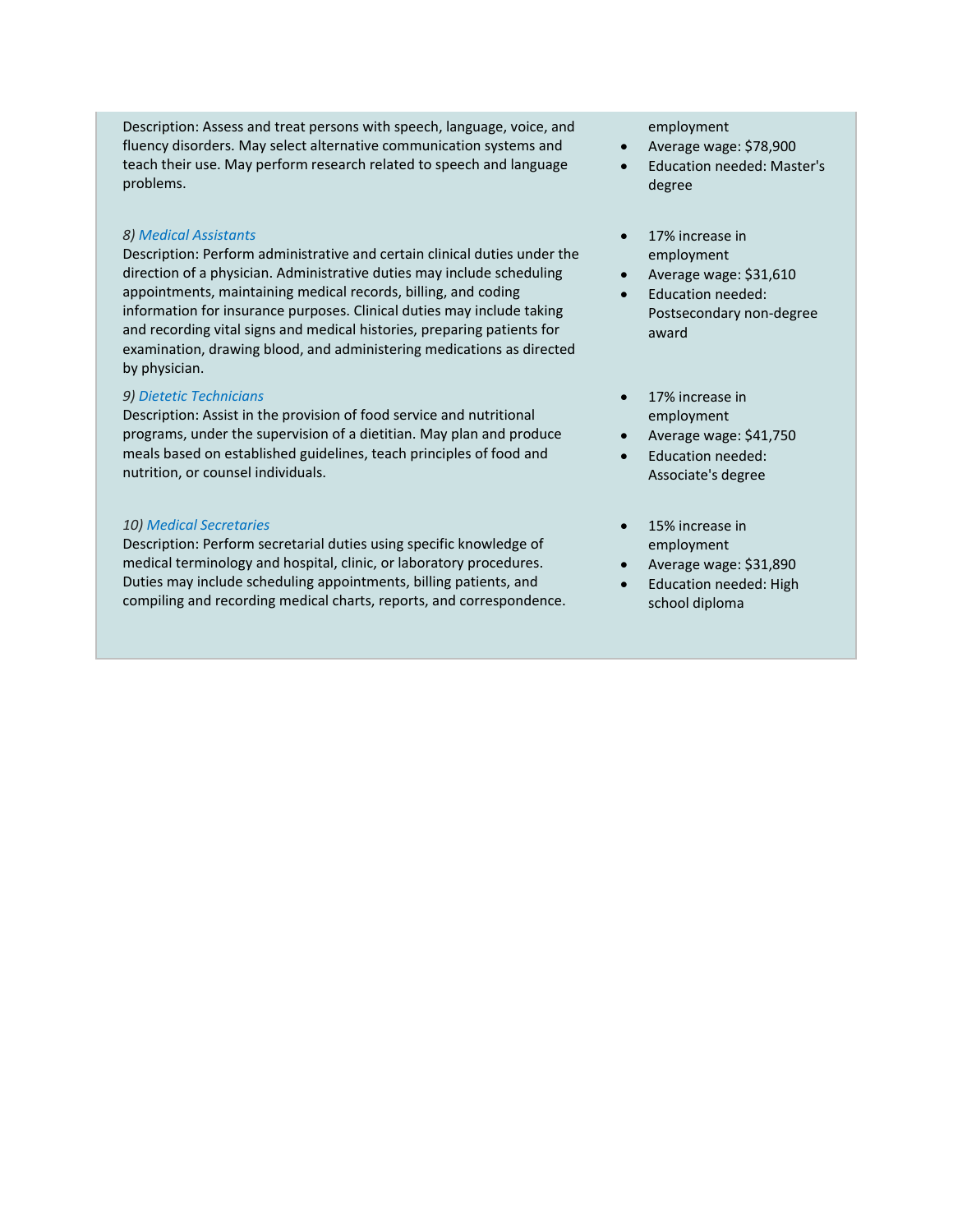Description: Assess and treat persons with speech, language, voice, and fluency disorders. May select alternative communication systems and teach their use. May perform research related to speech and language problems.

- employment
- Average wage: $78,900
- Education needed: Master's degree

*8) Medical Assistants*

Description: Perform administrative and certain clinical duties under the direction of a physician. Administrative duties may include scheduling appointments, maintaining medical records, billing, and coding information for insurance purposes. Clinical duties may include taking and recording vital signs and medical histories, preparing patients for examination, drawing blood, and administering medications as directed by physician.

- 17% increase in employment
- Average wage: $31,610
- Education needed: Postsecondary non-degree award

*9) Dietetic Technicians*

Description: Assist in the provision of food service and nutritional programs, under the supervision of a dietitian. May plan and produce meals based on established guidelines, teach principles of food and nutrition, or counsel individuals.

- 17% increase in employment
- Average wage: $41,750
- Education needed: Associate's degree

*10) Medical Secretaries*

Description: Perform secretarial duties using specific knowledge of medical terminology and hospital, clinic, or laboratory procedures. Duties may include scheduling appointments, billing patients, and compiling and recording medical charts, reports, and correspondence.

- 15% increase in employment
- Average wage: $31,890
- Education needed: High school diploma